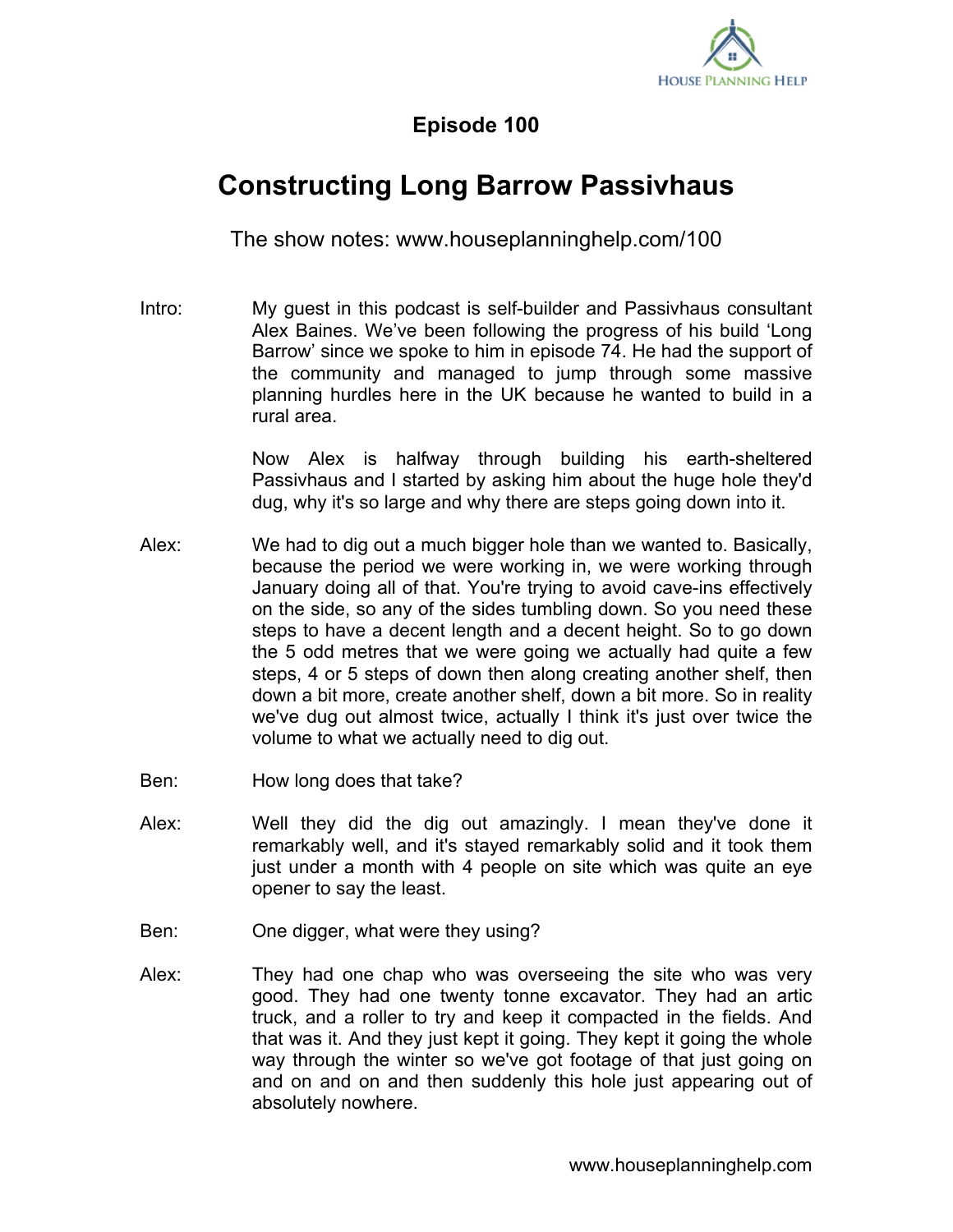# Episode 100

## Constructing Long Barrow Passivhaus

The show notes: www.houseplanninghelp.com/100

**Intro:** My guest in this podcast is self-builder and Passivhaus consultant Alex Baines. We've been following the progress of his build 'Long Barrow' since we spoke to him in episode 74. He had the support of the community and managed to jump through some massive planning hurdles here in the UK because he wanted to build in a rural area.

Now Alex is halfway through building his earth-sheltered Passivhaus and I started by asking him about the huge hole they'd dug, why it's so large and why there are steps going down into it.

**Alex:** We had to dig out a much bigger hole than we wanted to. Basically, because the period we were working in, we were working through January doing all of that. You're trying to avoid cave-ins effectively on the side, so any of the sides tumbling down. So you need these steps to have a decent length and a decent height. So to go down the 5 odd metres that we were going we actually had quite a few steps, 4 or 5 steps of down then along creating another shelf, then down a bit more, create another shelf, down a bit more. So in reality we've dug out almost twice, actually I think it's just over twice the volume to what we actually need to dig out.

**Ben:** How long does that take?

**Alex:** Well they did the dig out amazingly. I mean they've done it remarkably well, and it's stayed remarkably solid and it took them just under a month with 4 people on site which was quite an eye opener to say the least.

**Ben:** One digger, what were they using?

**Alex:** They had one chap who was overseeing the site who was very good. They had one twenty tonne excavator. They had an artic truck, and a roller to try and keep it compacted in the fields. And that was it. And they just kept it going. They kept it going the whole way through the winter so we've got footage of that just going on and on and on and then suddenly this hole just appearing out of absolutely nowhere.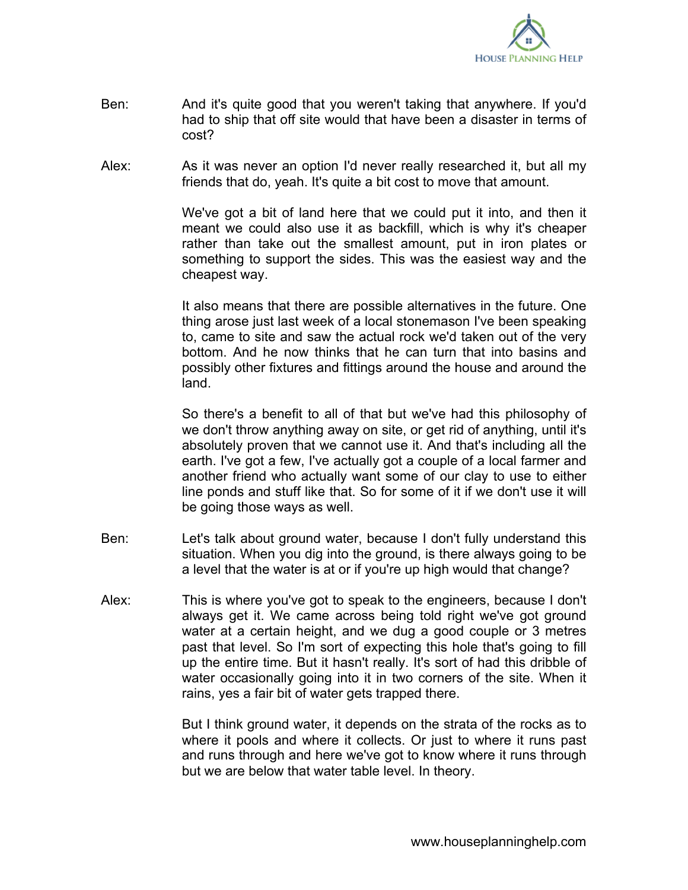Ben: And it's quite good that you weren't taking that anywhere. If you'd had to ship that off site would that have been a disaster in terms of cost?

Alex: As it was never an option I'd never really researched it, but all my friends that do, yeah. It's quite a bit cost to move that amount.

We've got a bit of land here that we could put it into, and then it meant we could also use it as backfill, which is why it's cheaper rather than take out the smallest amount, put in iron plates or something to support the sides. This was the easiest way and the cheapest way.

It also means that there are possible alternatives in the future. One thing arose just last week of a local stonemason I've been speaking to, came to site and saw the actual rock we'd taken out of the very bottom. And he now thinks that he can turn that into basins and possibly other fixtures and fittings around the house and around the land.

So there's a benefit to all of that but we've had this philosophy of we don't throw anything away on site, or get rid of anything, until it's absolutely proven that we cannot use it. And that's including all the earth. I've got a few, I've actually got a couple of a local farmer and another friend who actually want some of our clay to use to either line ponds and stuff like that. So for some of it if we don't use it will be going those ways as well.

Ben: Let's talk about ground water, because I don't fully understand this situation. When you dig into the ground, is there always going to be a level that the water is at or if you're up high would that change?

Alex: This is where you've got to speak to the engineers, because I don't always get it. We came across being told right we've got ground water at a certain height, and we dug a good couple or 3 metres past that level. So I'm sort of expecting this hole that's going to fill up the entire time. But it hasn't really. It's sort of had this dribble of water occasionally going into it in two corners of the site. When it rains, yes a fair bit of water gets trapped there.

But I think ground water, it depends on the strata of the rocks as to where it pools and where it collects. Or just to where it runs past and runs through and here we've got to know where it runs through but we are below that water table level. In theory.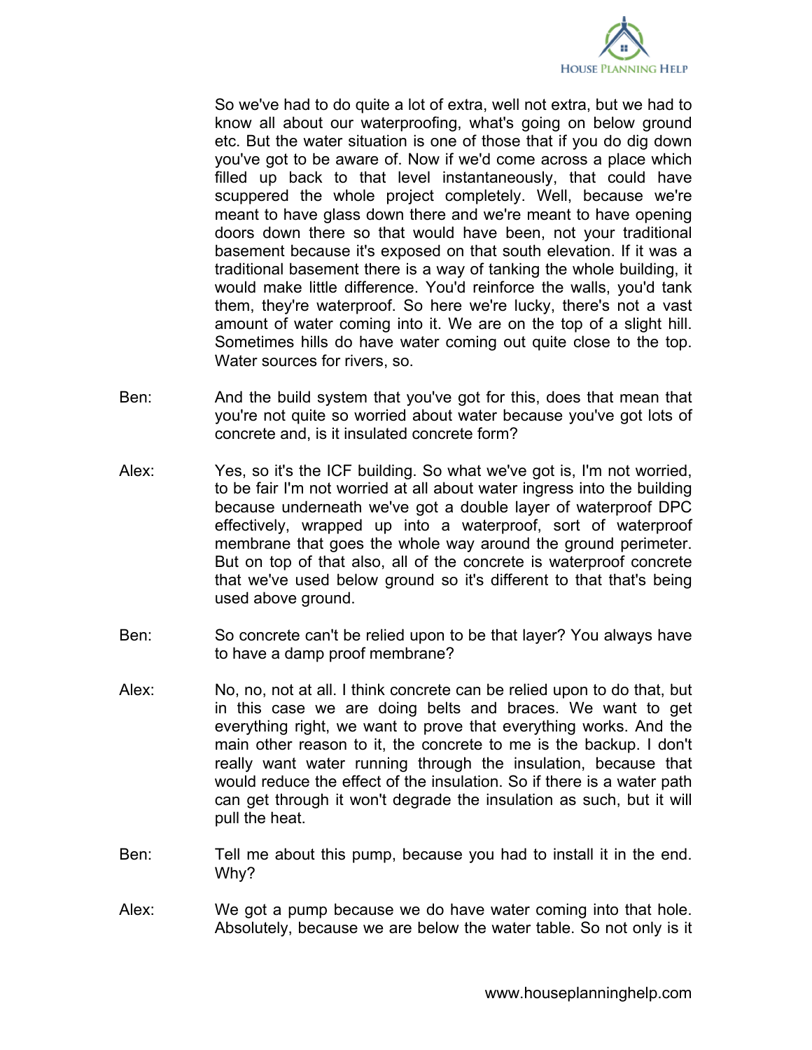So we've had to do quite a lot of extra, well not extra, but we had to know all about our waterproofing, what's going on below ground etc. But the water situation is one of those that if you do dig down you've got to be aware of. Now if we'd come across a place which filled up back to that level instantaneously, that could have scuppered the whole project completely. Well, because we're meant to have glass down there and we're meant to have opening doors down there so that would have been, not your traditional basement because it's exposed on that south elevation. If it was a traditional basement there is a way of tanking the whole building, it would make little difference. You'd reinforce the walls, you'd tank them, they're waterproof. So here we're lucky, there's not a vast amount of water coming into it. We are on the top of a slight hill. Sometimes hills do have water coming out quite close to the top. Water sources for rivers, so.

**Ben:** And the build system that you've got for this, does that mean that you're not quite so worried about water because you've got lots of concrete and, is it insulated concrete form?

**Alex:** Yes, so it's the ICF building. So what we've got is, I'm not worried, to be fair I'm not worried at all about water ingress into the building because underneath we've got a double layer of waterproof DPC effectively, wrapped up into a waterproof, sort of waterproof membrane that goes the whole way around the ground perimeter. But on top of that also, all of the concrete is waterproof concrete that we've used below ground so it's different to that that's being used above ground.

**Ben:** So concrete can't be relied upon to be that layer? You always have to have a damp proof membrane?

**Alex:** No, no, not at all. I think concrete can be relied upon to do that, but in this case we are doing belts and braces. We want to get everything right, we want to prove that everything works. And the main other reason to it, the concrete to me is the backup. I don't really want water running through the insulation, because that would reduce the effect of the insulation. So if there is a water path can get through it won't degrade the insulation as such, but it will pull the heat.

**Ben:** Tell me about this pump, because you had to install it in the end. Why?

**Alex:** We got a pump because we do have water coming into that hole. Absolutely, because we are below the water table. So not only is it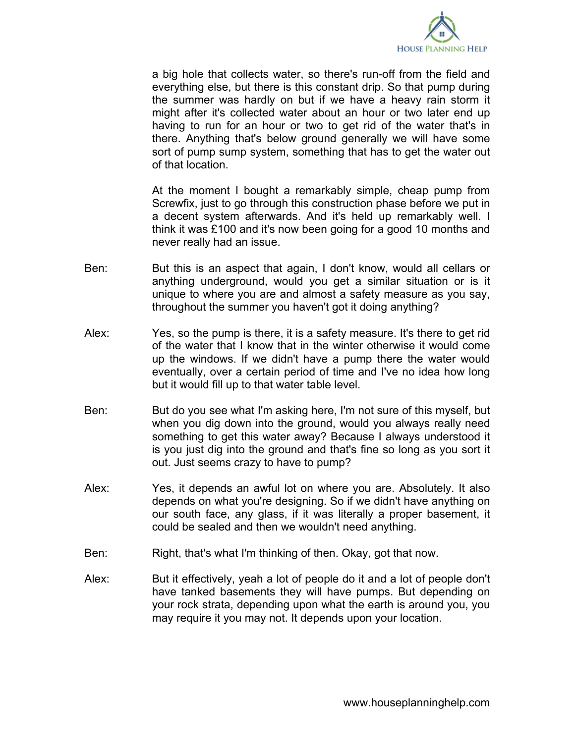a big hole that collects water, so there's run-off from the field and everything else, but there is this constant drip. So that pump during the summer was hardly on but if we have a heavy rain storm it might after it's collected water about an hour or two later end up having to run for an hour or two to get rid of the water that's in there. Anything that's below ground generally we will have some sort of pump sump system, something that has to get the water out of that location.

At the moment I bought a remarkably simple, cheap pump from Screwfix, just to go through this construction phase before we put in a decent system afterwards. And it's held up remarkably well. I think it was £100 and it's now been going for a good 10 months and never really had an issue.

Ben: But this is an aspect that again, I don't know, would all cellars or anything underground, would you get a similar situation or is it unique to where you are and almost a safety measure as you say, throughout the summer you haven't got it doing anything?

Alex: Yes, so the pump is there, it is a safety measure. It's there to get rid of the water that I know that in the winter otherwise it would come up the windows. If we didn't have a pump there the water would eventually, over a certain period of time and I've no idea how long but it would fill up to that water table level.

Ben: But do you see what I'm asking here, I'm not sure of this myself, but when you dig down into the ground, would you always really need something to get this water away? Because I always understood it is you just dig into the ground and that's fine so long as you sort it out. Just seems crazy to have to pump?

Alex: Yes, it depends an awful lot on where you are. Absolutely. It also depends on what you're designing. So if we didn't have anything on our south face, any glass, if it was literally a proper basement, it could be sealed and then we wouldn't need anything.

Ben: Right, that's what I'm thinking of then. Okay, got that now.

Alex: But it effectively, yeah a lot of people do it and a lot of people don't have tanked basements they will have pumps. But depending on your rock strata, depending upon what the earth is around you, you may require it you may not. It depends upon your location.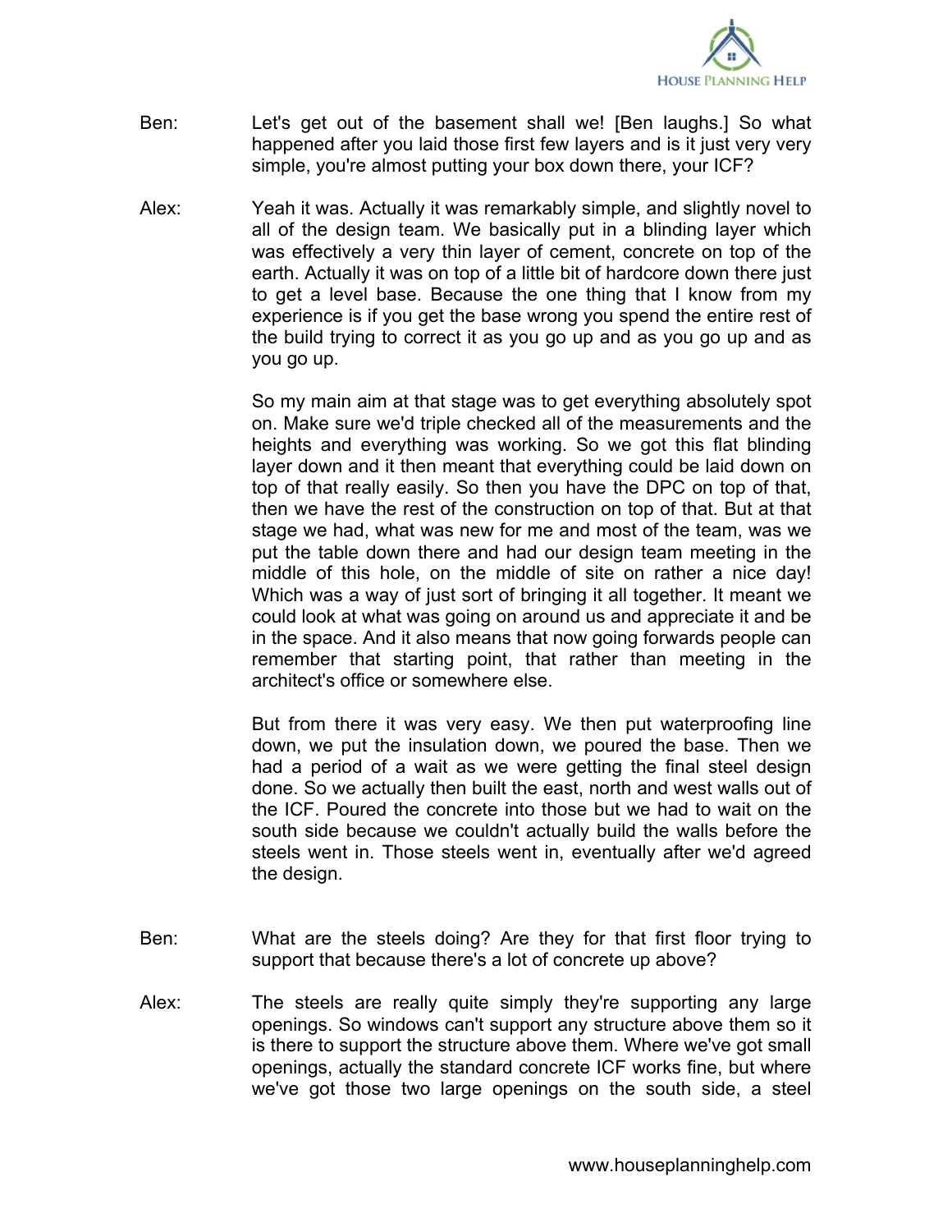Ben: Let's get out of the basement shall we! [Ben laughs.] So what happened after you laid those first few layers and is it just very very simple, you're almost putting your box down there, your ICF?

Alex: Yeah it was. Actually it was remarkably simple, and slightly novel to all of the design team. We basically put in a blinding layer which was effectively a very thin layer of cement, concrete on top of the earth. Actually it was on top of a little bit of hardcore down there just to get a level base. Because the one thing that I know from my experience is if you get the base wrong you spend the entire rest of the build trying to correct it as you go up and as you go up and as you go up.

So my main aim at that stage was to get everything absolutely spot on. Make sure we'd triple checked all of the measurements and the heights and everything was working. So we got this flat blinding layer down and it then meant that everything could be laid down on top of that really easily. So then you have the DPC on top of that, then we have the rest of the construction on top of that. But at that stage we had, what was new for me and most of the team, was we put the table down there and had our design team meeting in the middle of this hole, on the middle of site on rather a nice day! Which was a way of just sort of bringing it all together. It meant we could look at what was going on around us and appreciate it and be in the space. And it also means that now going forwards people can remember that starting point, that rather than meeting in the architect's office or somewhere else.

But from there it was very easy. We then put waterproofing line down, we put the insulation down, we poured the base. Then we had a period of a wait as we were getting the final steel design done. So we actually then built the east, north and west walls out of the ICF. Poured the concrete into those but we had to wait on the south side because we couldn't actually build the walls before the steels went in. Those steels went in, eventually after we'd agreed the design.

Ben: What are the steels doing? Are they for that first floor trying to support that because there's a lot of concrete up above?

Alex: The steels are really quite simply they're supporting any large openings. So windows can't support any structure above them so it is there to support the structure above them. Where we've got small openings, actually the standard concrete ICF works fine, but where we've got those two large openings on the south side, a steel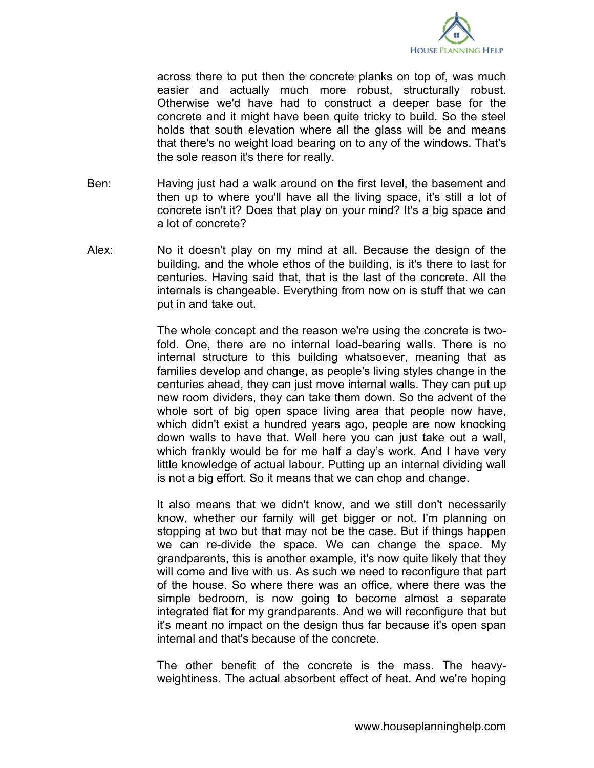across there to put then the concrete planks on top of, was much easier and actually much more robust, structurally robust. Otherwise we'd have had to construct a deeper base for the concrete and it might have been quite tricky to build. So the steel holds that south elevation where all the glass will be and means that there's no weight load bearing on to any of the windows. That's the sole reason it's there for really.

Ben: Having just had a walk around on the first level, the basement and then up to where you'll have all the living space, it's still a lot of concrete isn't it? Does that play on your mind? It's a big space and a lot of concrete?

Alex: No it doesn't play on my mind at all. Because the design of the building, and the whole ethos of the building, is it's there to last for centuries. Having said that, that is the last of the concrete. All the internals is changeable. Everything from now on is stuff that we can put in and take out.

The whole concept and the reason we're using the concrete is two-fold. One, there are no internal load-bearing walls. There is no internal structure to this building whatsoever, meaning that as families develop and change, as people's living styles change in the centuries ahead, they can just move internal walls. They can put up new room dividers, they can take them down. So the advent of the whole sort of big open space living area that people now have, which didn't exist a hundred years ago, people are now knocking down walls to have that. Well here you can just take out a wall, which frankly would be for me half a day's work. And I have very little knowledge of actual labour. Putting up an internal dividing wall is not a big effort. So it means that we can chop and change.

It also means that we didn't know, and we still don't necessarily know, whether our family will get bigger or not. I'm planning on stopping at two but that may not be the case. But if things happen we can re-divide the space. We can change the space. My grandparents, this is another example, it's now quite likely that they will come and live with us. As such we need to reconfigure that part of the house. So where there was an office, where there was the simple bedroom, is now going to become almost a separate integrated flat for my grandparents. And we will reconfigure that but it's meant no impact on the design thus far because it's open span internal and that's because of the concrete.

The other benefit of the concrete is the mass. The heavy-weightiness. The actual absorbent effect of heat. And we're hoping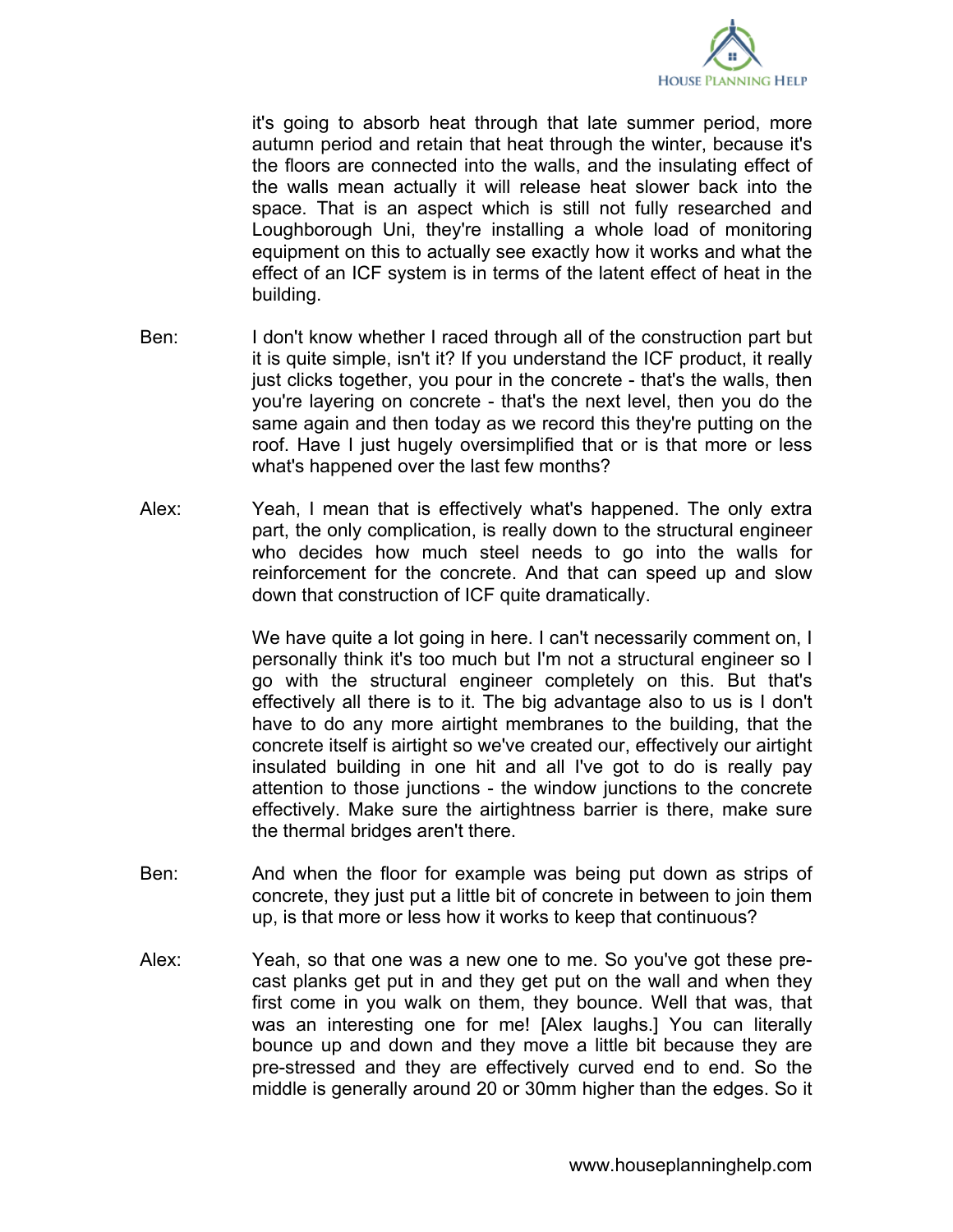it's going to absorb heat through that late summer period, more autumn period and retain that heat through the winter, because it's the floors are connected into the walls, and the insulating effect of the walls mean actually it will release heat slower back into the space. That is an aspect which is still not fully researched and Loughborough Uni, they're installing a whole load of monitoring equipment on this to actually see exactly how it works and what the effect of an ICF system is in terms of the latent effect of heat in the building.

Ben: I don't know whether I raced through all of the construction part but it is quite simple, isn't it? If you understand the ICF product, it really just clicks together, you pour in the concrete - that's the walls, then you're layering on concrete - that's the next level, then you do the same again and then today as we record this they're putting on the roof. Have I just hugely oversimplified that or is that more or less what's happened over the last few months?

Alex: Yeah, I mean that is effectively what's happened. The only extra part, the only complication, is really down to the structural engineer who decides how much steel needs to go into the walls for reinforcement for the concrete. And that can speed up and slow down that construction of ICF quite dramatically.

We have quite a lot going in here. I can't necessarily comment on, I personally think it's too much but I'm not a structural engineer so I go with the structural engineer completely on this. But that's effectively all there is to it. The big advantage also to us is I don't have to do any more airtight membranes to the building, that the concrete itself is airtight so we've created our, effectively our airtight insulated building in one hit and all I've got to do is really pay attention to those junctions - the window junctions to the concrete effectively. Make sure the airtightness barrier is there, make sure the thermal bridges aren't there.

Ben: And when the floor for example was being put down as strips of concrete, they just put a little bit of concrete in between to join them up, is that more or less how it works to keep that continuous?

Alex: Yeah, so that one was a new one to me. So you've got these pre-cast planks get put in and they get put on the wall and when they first come in you walk on them, they bounce. Well that was, that was an interesting one for me! [Alex laughs.] You can literally bounce up and down and they move a little bit because they are pre-stressed and they are effectively curved end to end. So the middle is generally around 20 or 30mm higher than the edges. So it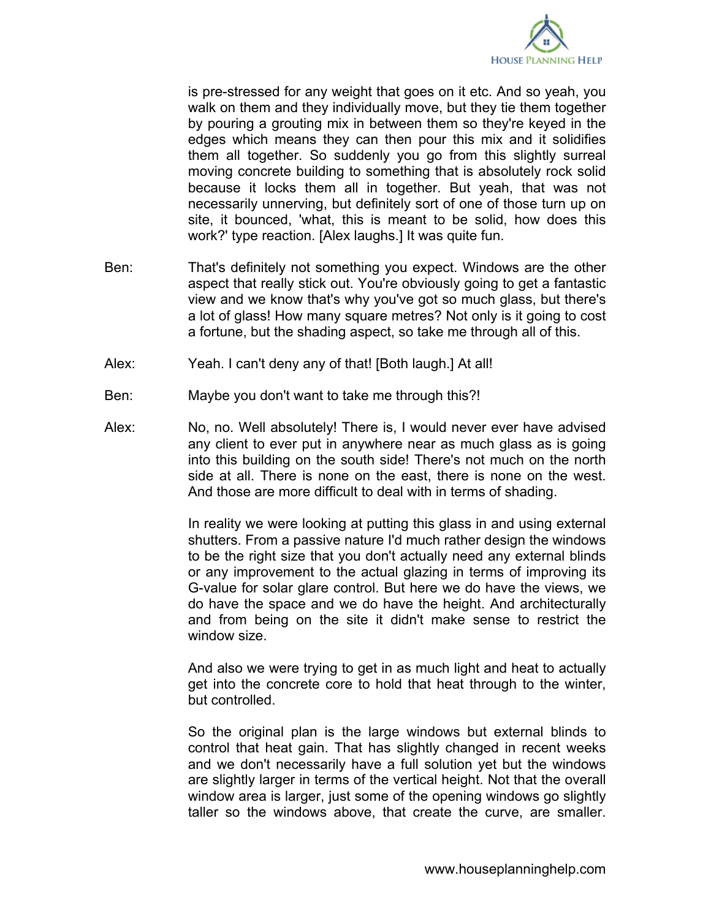is pre-stressed for any weight that goes on it etc. And so yeah, you walk on them and they individually move, but they tie them together by pouring a grouting mix in between them so they're keyed in the edges which means they can then pour this mix and it solidifies them all together. So suddenly you go from this slightly surreal moving concrete building to something that is absolutely rock solid because it locks them all in together. But yeah, that was not necessarily unnerving, but definitely sort of one of those turn up on site, it bounced, 'what, this is meant to be solid, how does this work?' type reaction. [Alex laughs.] It was quite fun.

Ben: That's definitely not something you expect. Windows are the other aspect that really stick out. You're obviously going to get a fantastic view and we know that's why you've got so much glass, but there's a lot of glass! How many square metres? Not only is it going to cost a fortune, but the shading aspect, so take me through all of this.

Alex: Yeah. I can't deny any of that! [Both laugh.] At all!

Ben: Maybe you don't want to take me through this?!

Alex: No, no. Well absolutely! There is, I would never ever have advised any client to ever put in anywhere near as much glass as is going into this building on the south side! There's not much on the north side at all. There is none on the east, there is none on the west. And those are more difficult to deal with in terms of shading.

In reality we were looking at putting this glass in and using external shutters. From a passive nature I'd much rather design the windows to be the right size that you don't actually need any external blinds or any improvement to the actual glazing in terms of improving its G-value for solar glare control. But here we do have the views, we do have the space and we do have the height. And architecturally and from being on the site it didn't make sense to restrict the window size.

And also we were trying to get in as much light and heat to actually get into the concrete core to hold that heat through to the winter, but controlled.

So the original plan is the large windows but external blinds to control that heat gain. That has slightly changed in recent weeks and we don't necessarily have a full solution yet but the windows are slightly larger in terms of the vertical height. Not that the overall window area is larger, just some of the opening windows go slightly taller so the windows above, that create the curve, are smaller.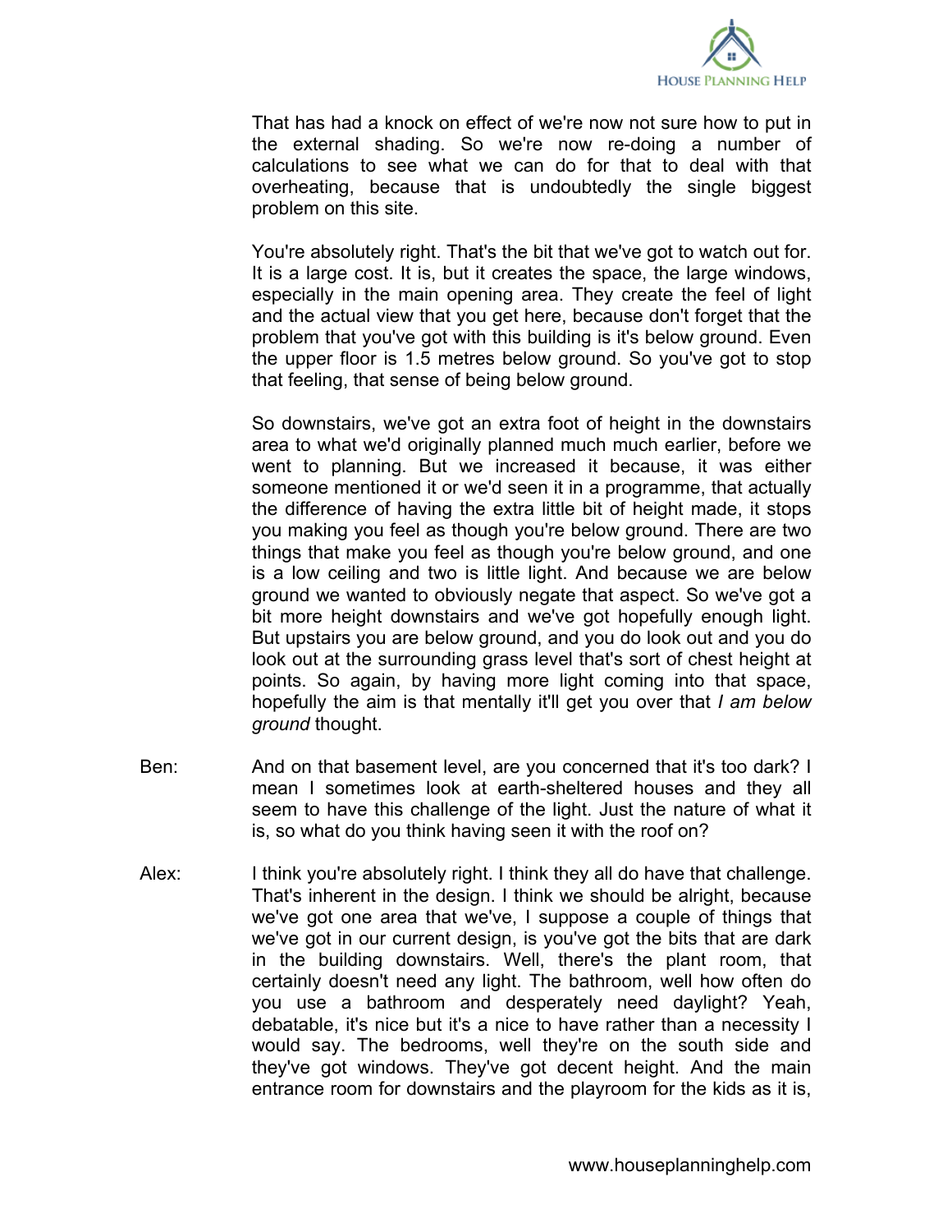That has had a knock on effect of we're now not sure how to put in the external shading. So we're now re-doing a number of calculations to see what we can do for that to deal with that overheating, because that is undoubtedly the single biggest problem on this site.

You're absolutely right. That's the bit that we've got to watch out for. It is a large cost. It is, but it creates the space, the large windows, especially in the main opening area. They create the feel of light and the actual view that you get here, because don't forget that the problem that you've got with this building is it's below ground. Even the upper floor is 1.5 metres below ground. So you've got to stop that feeling, that sense of being below ground.

So downstairs, we've got an extra foot of height in the downstairs area to what we'd originally planned much much earlier, before we went to planning. But we increased it because, it was either someone mentioned it or we'd seen it in a programme, that actually the difference of having the extra little bit of height made, it stops you making you feel as though you're below ground. There are two things that make you feel as though you're below ground, and one is a low ceiling and two is little light. And because we are below ground we wanted to obviously negate that aspect. So we've got a bit more height downstairs and we've got hopefully enough light. But upstairs you are below ground, and you do look out and you do look out at the surrounding grass level that's sort of chest height at points. So again, by having more light coming into that space, hopefully the aim is that mentally it'll get you over that *I am below ground* thought.

Ben: And on that basement level, are you concerned that it's too dark? I mean I sometimes look at earth-sheltered houses and they all seem to have this challenge of the light. Just the nature of what it is, so what do you think having seen it with the roof on?

Alex: I think you're absolutely right. I think they all do have that challenge. That's inherent in the design. I think we should be alright, because we've got one area that we've, I suppose a couple of things that we've got in our current design, is you've got the bits that are dark in the building downstairs. Well, there's the plant room, that certainly doesn't need any light. The bathroom, well how often do you use a bathroom and desperately need daylight? Yeah, debatable, it's nice but it's a nice to have rather than a necessity I would say. The bedrooms, well they're on the south side and they've got windows. They've got decent height. And the main entrance room for downstairs and the playroom for the kids as it is,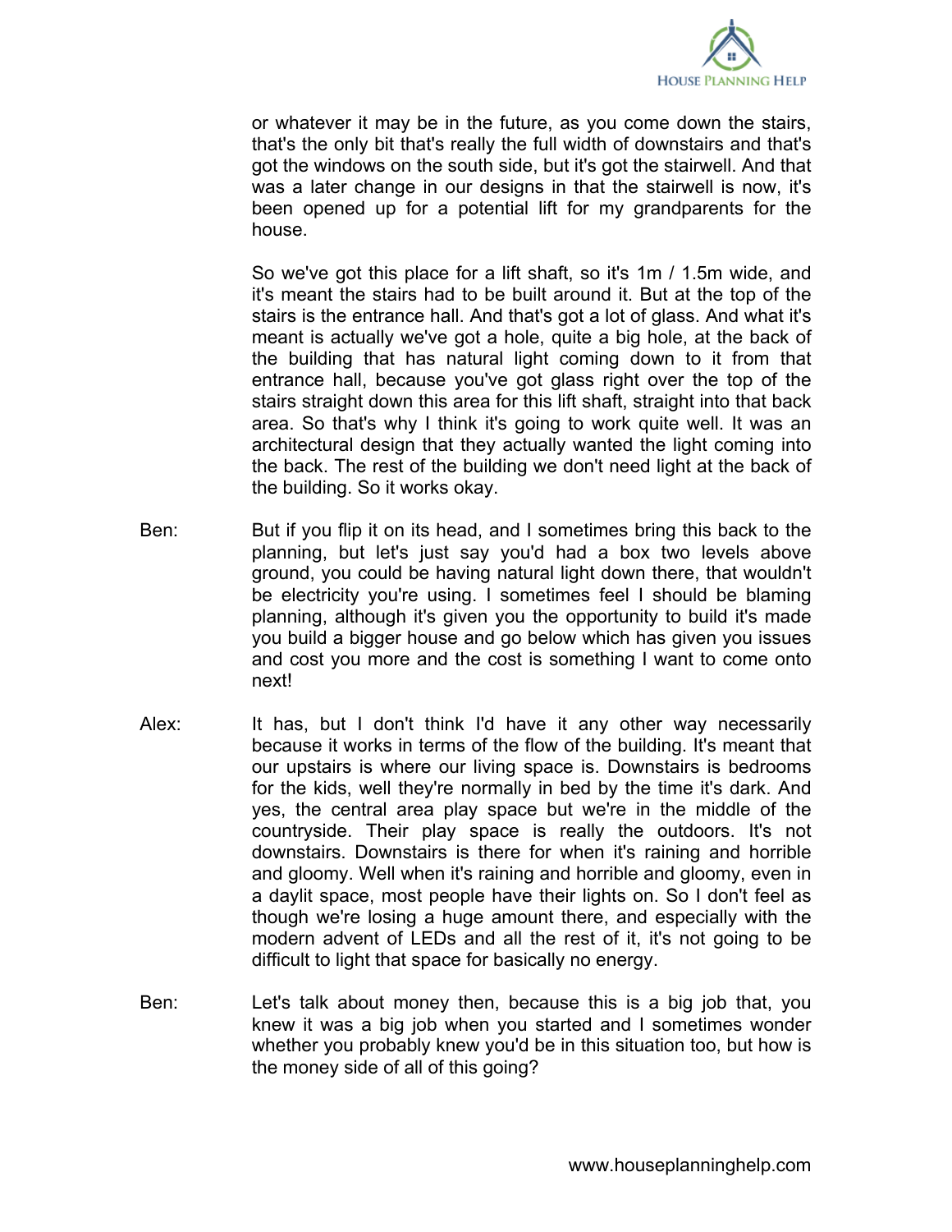or whatever it may be in the future, as you come down the stairs, that's the only bit that's really the full width of downstairs and that's got the windows on the south side, but it's got the stairwell. And that was a later change in our designs in that the stairwell is now, it's been opened up for a potential lift for my grandparents for the house.

So we've got this place for a lift shaft, so it's 1m / 1.5m wide, and it's meant the stairs had to be built around it. But at the top of the stairs is the entrance hall. And that's got a lot of glass. And what it's meant is actually we've got a hole, quite a big hole, at the back of the building that has natural light coming down to it from that entrance hall, because you've got glass right over the top of the stairs straight down this area for this lift shaft, straight into that back area. So that's why I think it's going to work quite well. It was an architectural design that they actually wanted the light coming into the back. The rest of the building we don't need light at the back of the building. So it works okay.

Ben: But if you flip it on its head, and I sometimes bring this back to the planning, but let's just say you'd had a box two levels above ground, you could be having natural light down there, that wouldn't be electricity you're using. I sometimes feel I should be blaming planning, although it's given you the opportunity to build it's made you build a bigger house and go below which has given you issues and cost you more and the cost is something I want to come onto next!

Alex: It has, but I don't think I'd have it any other way necessarily because it works in terms of the flow of the building. It's meant that our upstairs is where our living space is. Downstairs is bedrooms for the kids, well they're normally in bed by the time it's dark. And yes, the central area play space but we're in the middle of the countryside. Their play space is really the outdoors. It's not downstairs. Downstairs is there for when it's raining and horrible and gloomy. Well when it's raining and horrible and gloomy, even in a daylit space, most people have their lights on. So I don't feel as though we're losing a huge amount there, and especially with the modern advent of LEDs and all the rest of it, it's not going to be difficult to light that space for basically no energy.

Ben: Let's talk about money then, because this is a big job that, you knew it was a big job when you started and I sometimes wonder whether you probably knew you'd be in this situation too, but how is the money side of all of this going?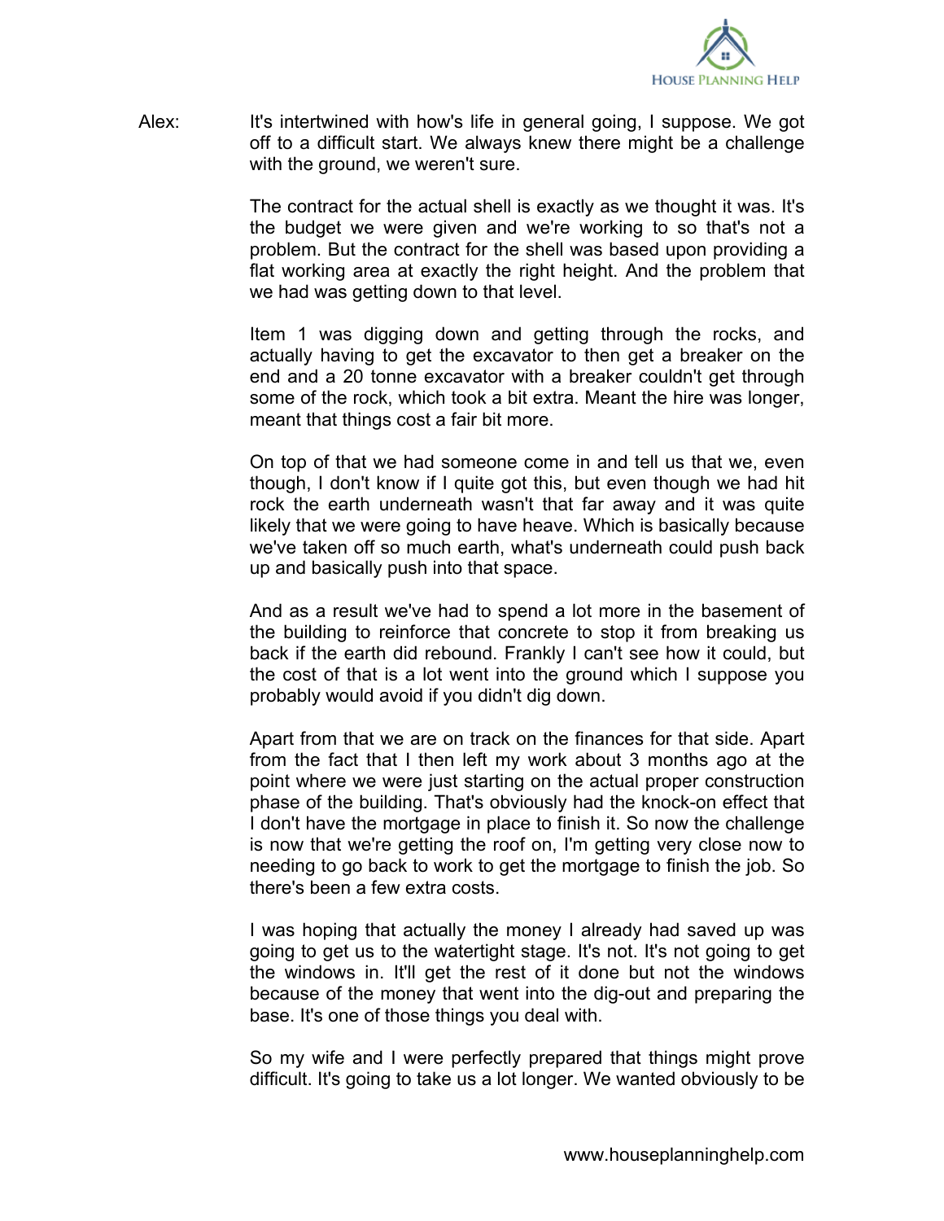Alex: It's intertwined with how's life in general going, I suppose. We got off to a difficult start. We always knew there might be a challenge with the ground, we weren't sure.

The contract for the actual shell is exactly as we thought it was. It's the budget we were given and we're working to so that's not a problem. But the contract for the shell was based upon providing a flat working area at exactly the right height. And the problem that we had was getting down to that level.

Item 1 was digging down and getting through the rocks, and actually having to get the excavator to then get a breaker on the end and a 20 tonne excavator with a breaker couldn't get through some of the rock, which took a bit extra. Meant the hire was longer, meant that things cost a fair bit more.

On top of that we had someone come in and tell us that we, even though, I don't know if I quite got this, but even though we had hit rock the earth underneath wasn't that far away and it was quite likely that we were going to have heave. Which is basically because we've taken off so much earth, what's underneath could push back up and basically push into that space.

And as a result we've had to spend a lot more in the basement of the building to reinforce that concrete to stop it from breaking us back if the earth did rebound. Frankly I can't see how it could, but the cost of that is a lot went into the ground which I suppose you probably would avoid if you didn't dig down.

Apart from that we are on track on the finances for that side. Apart from the fact that I then left my work about 3 months ago at the point where we were just starting on the actual proper construction phase of the building. That's obviously had the knock-on effect that I don't have the mortgage in place to finish it. So now the challenge is now that we're getting the roof on, I'm getting very close now to needing to go back to work to get the mortgage to finish the job. So there's been a few extra costs.

I was hoping that actually the money I already had saved up was going to get us to the watertight stage. It's not. It's not going to get the windows in. It'll get the rest of it done but not the windows because of the money that went into the dig-out and preparing the base. It's one of those things you deal with.

So my wife and I were perfectly prepared that things might prove difficult. It's going to take us a lot longer. We wanted obviously to be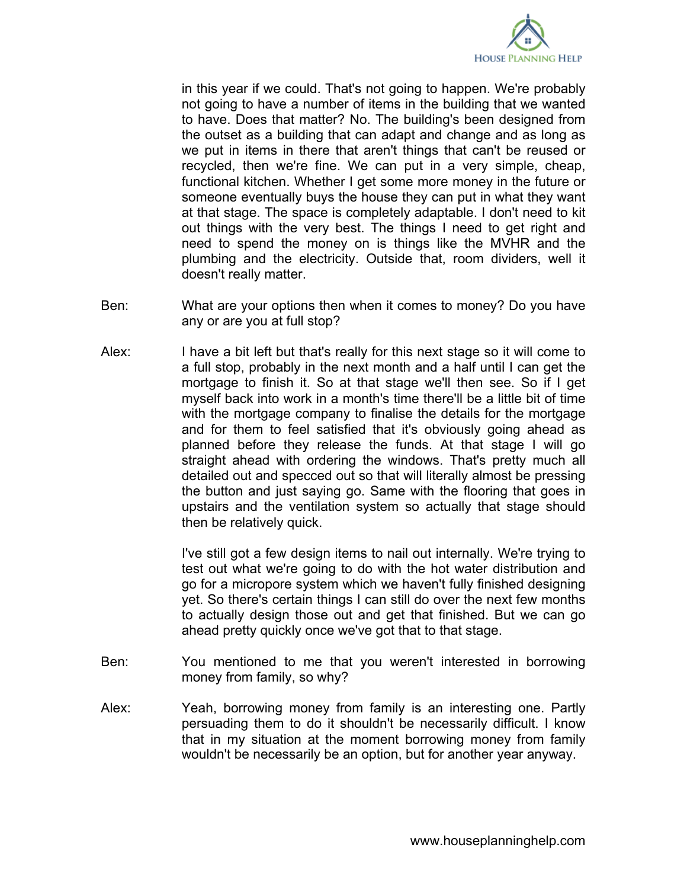in this year if we could. That's not going to happen. We're probably not going to have a number of items in the building that we wanted to have. Does that matter? No. The building's been designed from the outset as a building that can adapt and change and as long as we put in items in there that aren't things that can't be reused or recycled, then we're fine. We can put in a very simple, cheap, functional kitchen. Whether I get some more money in the future or someone eventually buys the house they can put in what they want at that stage. The space is completely adaptable. I don't need to kit out things with the very best. The things I need to get right and need to spend the money on is things like the MVHR and the plumbing and the electricity. Outside that, room dividers, well it doesn't really matter.

Ben: What are your options then when it comes to money? Do you have any or are you at full stop?

Alex: I have a bit left but that's really for this next stage so it will come to a full stop, probably in the next month and a half until I can get the mortgage to finish it. So at that stage we'll then see. So if I get myself back into work in a month's time there'll be a little bit of time with the mortgage company to finalise the details for the mortgage and for them to feel satisfied that it's obviously going ahead as planned before they release the funds. At that stage I will go straight ahead with ordering the windows. That's pretty much all detailed out and specced out so that will literally almost be pressing the button and just saying go. Same with the flooring that goes in upstairs and the ventilation system so actually that stage should then be relatively quick.

I've still got a few design items to nail out internally. We're trying to test out what we're going to do with the hot water distribution and go for a micropore system which we haven't fully finished designing yet. So there's certain things I can still do over the next few months to actually design those out and get that finished. But we can go ahead pretty quickly once we've got that to that stage.

Ben: You mentioned to me that you weren't interested in borrowing money from family, so why?

Alex: Yeah, borrowing money from family is an interesting one. Partly persuading them to do it shouldn't be necessarily difficult. I know that in my situation at the moment borrowing money from family wouldn't be necessarily be an option, but for another year anyway.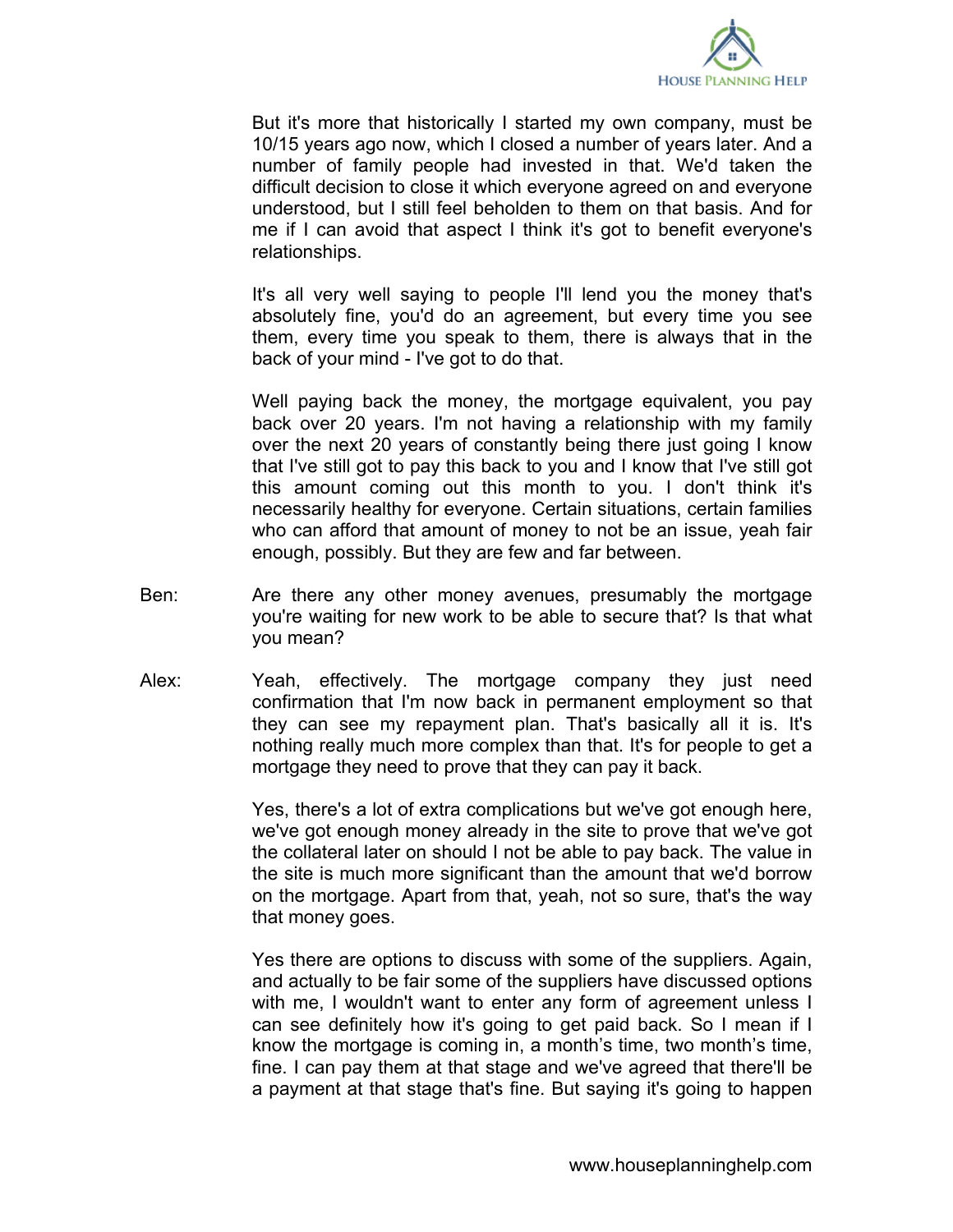But it's more that historically I started my own company, must be 10/15 years ago now, which I closed a number of years later. And a number of family people had invested in that. We'd taken the difficult decision to close it which everyone agreed on and everyone understood, but I still feel beholden to them on that basis. And for me if I can avoid that aspect I think it's got to benefit everyone's relationships.

It's all very well saying to people I'll lend you the money that's absolutely fine, you'd do an agreement, but every time you see them, every time you speak to them, there is always that in the back of your mind - I've got to do that.

Well paying back the money, the mortgage equivalent, you pay back over 20 years. I'm not having a relationship with my family over the next 20 years of constantly being there just going I know that I've still got to pay this back to you and I know that I've still got this amount coming out this month to you. I don't think it's necessarily healthy for everyone. Certain situations, certain families who can afford that amount of money to not be an issue, yeah fair enough, possibly. But they are few and far between.

Ben: Are there any other money avenues, presumably the mortgage you're waiting for new work to be able to secure that? Is that what you mean?

Alex: Yeah, effectively. The mortgage company they just need confirmation that I'm now back in permanent employment so that they can see my repayment plan. That's basically all it is. It's nothing really much more complex than that. It's for people to get a mortgage they need to prove that they can pay it back.

Yes, there's a lot of extra complications but we've got enough here, we've got enough money already in the site to prove that we've got the collateral later on should I not be able to pay back. The value in the site is much more significant than the amount that we'd borrow on the mortgage. Apart from that, yeah, not so sure, that's the way that money goes.

Yes there are options to discuss with some of the suppliers. Again, and actually to be fair some of the suppliers have discussed options with me, I wouldn't want to enter any form of agreement unless I can see definitely how it's going to get paid back. So I mean if I know the mortgage is coming in, a month's time, two month's time, fine. I can pay them at that stage and we've agreed that there'll be a payment at that stage that's fine. But saying it's going to happen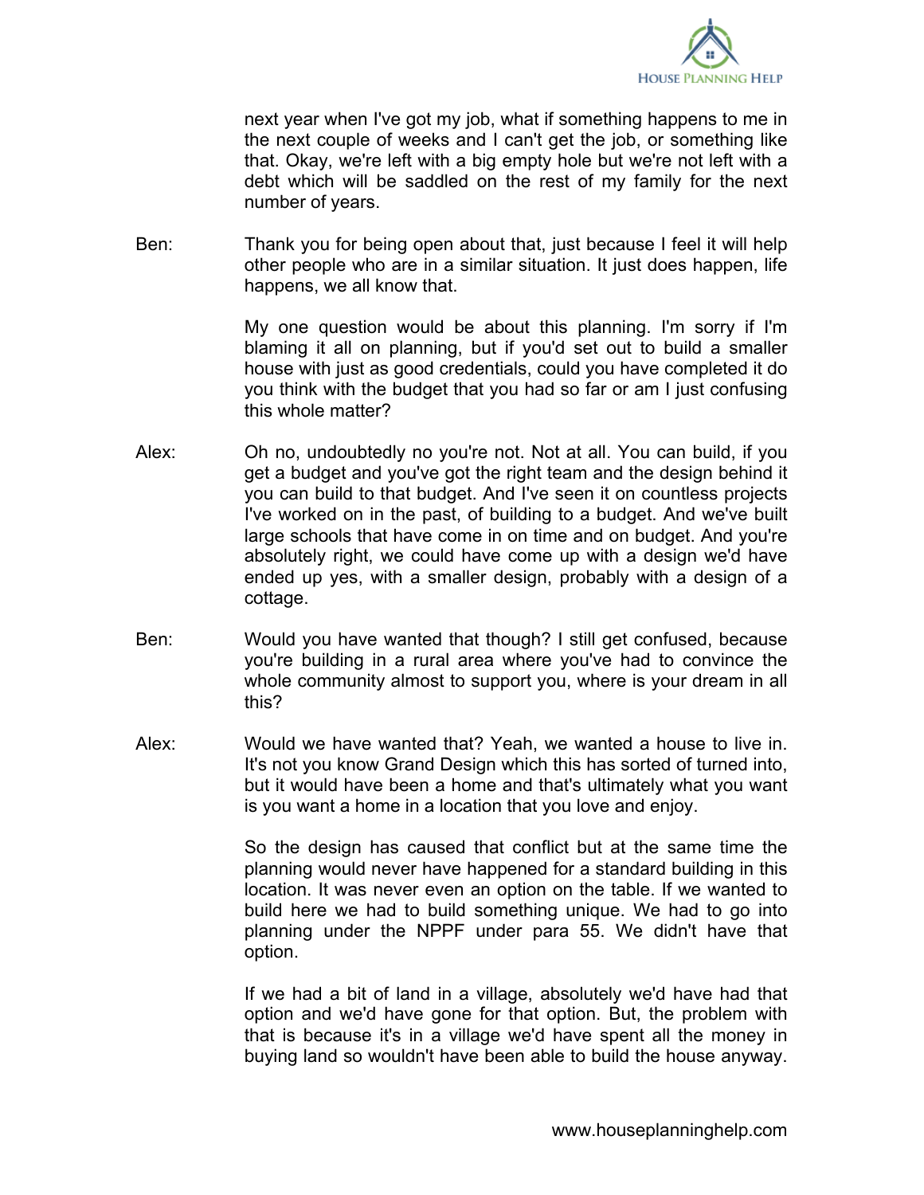next year when I've got my job, what if something happens to me in the next couple of weeks and I can't get the job, or something like that. Okay, we're left with a big empty hole but we're not left with a debt which will be saddled on the rest of my family for the next number of years.

Ben: Thank you for being open about that, just because I feel it will help other people who are in a similar situation. It just does happen, life happens, we all know that.

My one question would be about this planning. I'm sorry if I'm blaming it all on planning, but if you'd set out to build a smaller house with just as good credentials, could you have completed it do you think with the budget that you had so far or am I just confusing this whole matter?

Alex: Oh no, undoubtedly no you're not. Not at all. You can build, if you get a budget and you've got the right team and the design behind it you can build to that budget. And I've seen it on countless projects I've worked on in the past, of building to a budget. And we've built large schools that have come in on time and on budget. And you're absolutely right, we could have come up with a design we'd have ended up yes, with a smaller design, probably with a design of a cottage.

Ben: Would you have wanted that though? I still get confused, because you're building in a rural area where you've had to convince the whole community almost to support you, where is your dream in all this?

Alex: Would we have wanted that? Yeah, we wanted a house to live in. It's not you know Grand Design which this has sorted of turned into, but it would have been a home and that's ultimately what you want is you want a home in a location that you love and enjoy.

So the design has caused that conflict but at the same time the planning would never have happened for a standard building in this location. It was never even an option on the table. If we wanted to build here we had to build something unique. We had to go into planning under the NPPF under para 55. We didn't have that option.

If we had a bit of land in a village, absolutely we'd have had that option and we'd have gone for that option. But, the problem with that is because it's in a village we'd have spent all the money in buying land so wouldn't have been able to build the house anyway.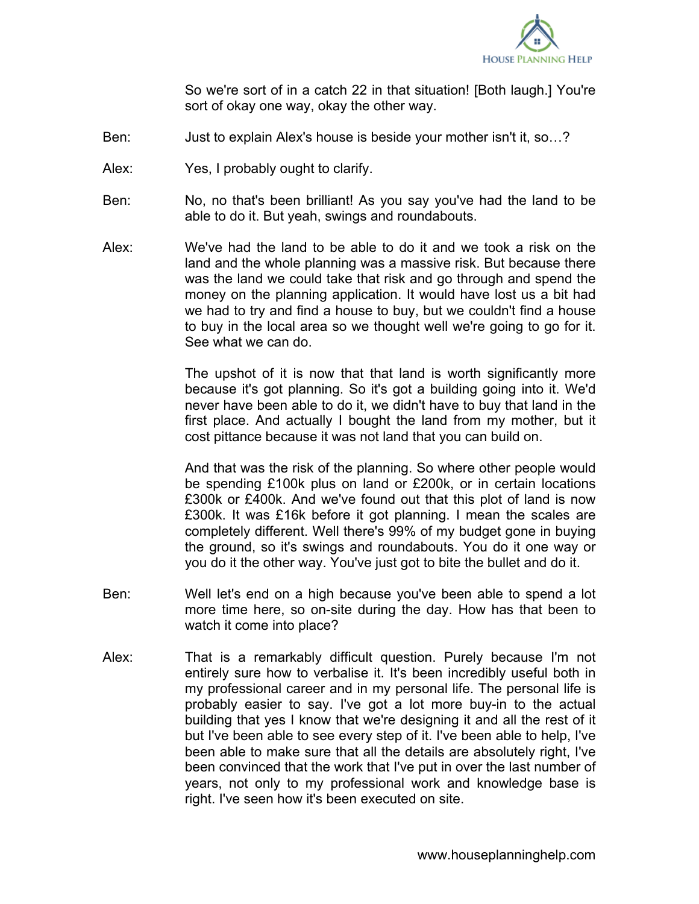So we're sort of in a catch 22 in that situation! [Both laugh.] You're sort of okay one way, okay the other way.

Ben: Just to explain Alex's house is beside your mother isn't it, so…?

Alex: Yes, I probably ought to clarify.

Ben: No, no that's been brilliant! As you say you've had the land to be able to do it. But yeah, swings and roundabouts.

Alex: We've had the land to be able to do it and we took a risk on the land and the whole planning was a massive risk. But because there was the land we could take that risk and go through and spend the money on the planning application. It would have lost us a bit had we had to try and find a house to buy, but we couldn't find a house to buy in the local area so we thought well we're going to go for it. See what we can do.

The upshot of it is now that that land is worth significantly more because it's got planning. So it's got a building going into it. We'd never have been able to do it, we didn't have to buy that land in the first place. And actually I bought the land from my mother, but it cost pittance because it was not land that you can build on.

And that was the risk of the planning. So where other people would be spending £100k plus on land or £200k, or in certain locations £300k or £400k. And we've found out that this plot of land is now £300k. It was £16k before it got planning. I mean the scales are completely different. Well there's 99% of my budget gone in buying the ground, so it's swings and roundabouts. You do it one way or you do it the other way. You've just got to bite the bullet and do it.

Ben: Well let's end on a high because you've been able to spend a lot more time here, so on-site during the day. How has that been to watch it come into place?

Alex: That is a remarkably difficult question. Purely because I'm not entirely sure how to verbalise it. It's been incredibly useful both in my professional career and in my personal life. The personal life is probably easier to say. I've got a lot more buy-in to the actual building that yes I know that we're designing it and all the rest of it but I've been able to see every step of it. I've been able to help, I've been able to make sure that all the details are absolutely right, I've been convinced that the work that I've put in over the last number of years, not only to my professional work and knowledge base is right. I've seen how it's been executed on site.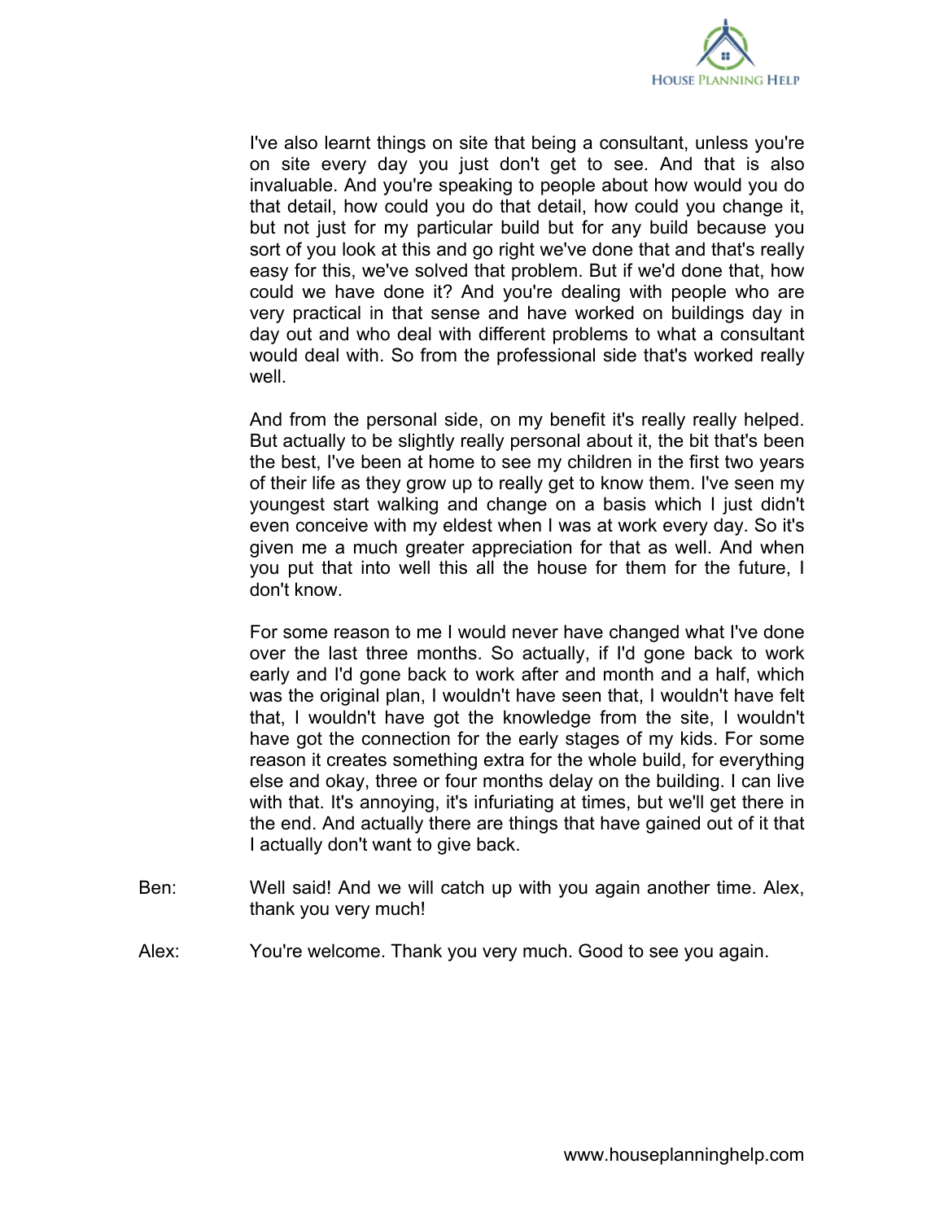I've also learnt things on site that being a consultant, unless you're on site every day you just don't get to see. And that is also invaluable. And you're speaking to people about how would you do that detail, how could you do that detail, how could you change it, but not just for my particular build but for any build because you sort of you look at this and go right we've done that and that's really easy for this, we've solved that problem. But if we'd done that, how could we have done it? And you're dealing with people who are very practical in that sense and have worked on buildings day in day out and who deal with different problems to what a consultant would deal with. So from the professional side that's worked really well.

And from the personal side, on my benefit it's really really helped. But actually to be slightly really personal about it, the bit that's been the best, I've been at home to see my children in the first two years of their life as they grow up to really get to know them. I've seen my youngest start walking and change on a basis which I just didn't even conceive with my eldest when I was at work every day. So it's given me a much greater appreciation for that as well. And when you put that into well this all the house for them for the future, I don't know.

For some reason to me I would never have changed what I've done over the last three months. So actually, if I'd gone back to work early and I'd gone back to work after and month and a half, which was the original plan, I wouldn't have seen that, I wouldn't have felt that, I wouldn't have got the knowledge from the site, I wouldn't have got the connection for the early stages of my kids. For some reason it creates something extra for the whole build, for everything else and okay, three or four months delay on the building. I can live with that. It's annoying, it's infuriating at times, but we'll get there in the end. And actually there are things that have gained out of it that I actually don't want to give back.

Ben: Well said! And we will catch up with you again another time. Alex, thank you very much!

Alex: You're welcome. Thank you very much. Good to see you again.